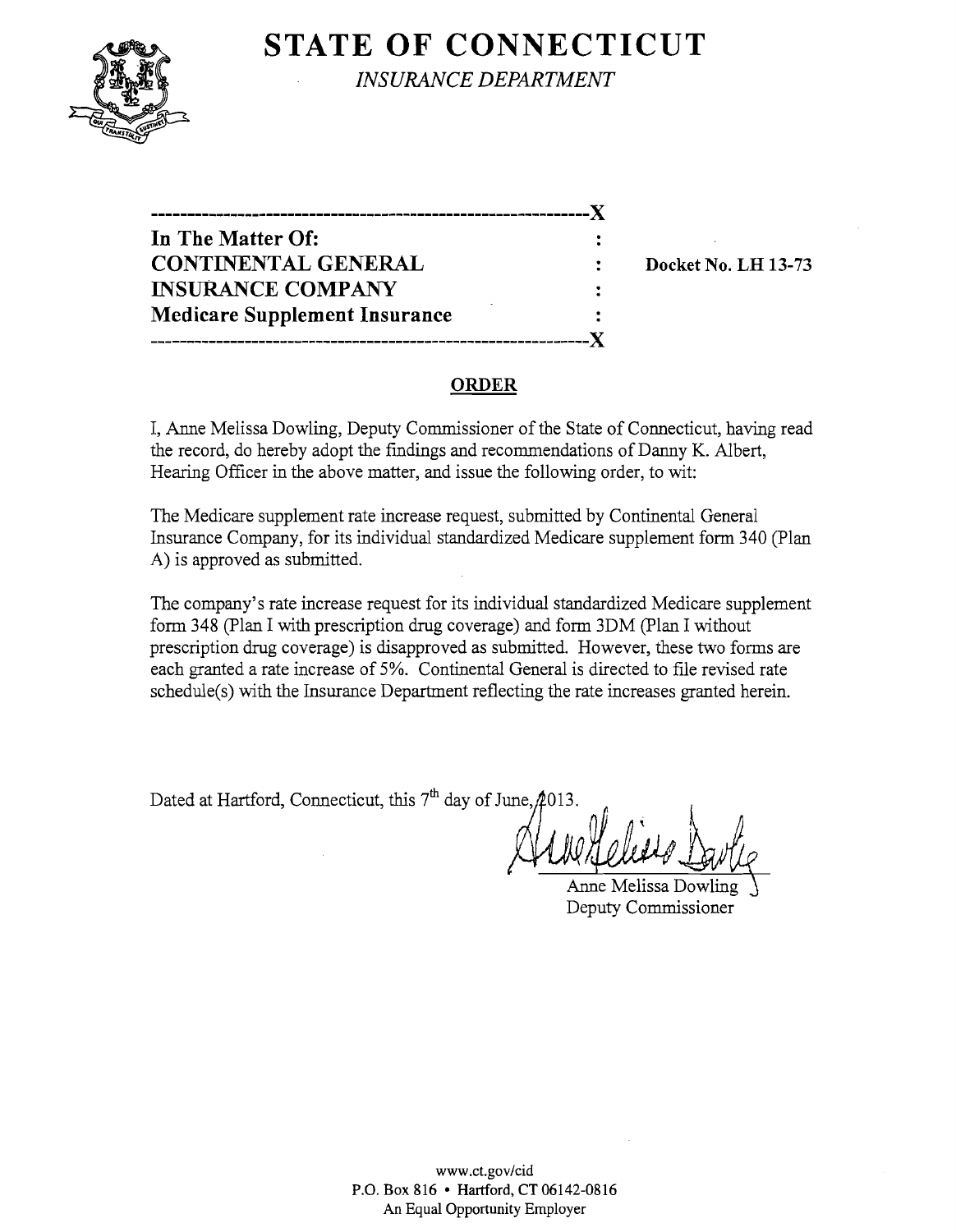# STATE OF CONNECTICUT

*INSURANCE DEPARTMENT*

---

**In The Matter Of:**
**CONTINENTAL GENERAL INSURANCE COMPANY**
**Medicare Supplement Insurance**

---

**Docket No. LH 13-73**

## ORDER

I, Anne Melissa Dowling, Deputy Commissioner of the State of Connecticut, having read the record, do hereby adopt the findings and recommendations of Danny K. Albert, Hearing Officer in the above matter, and issue the following order, to wit:

The Medicare supplement rate increase request, submitted by Continental General Insurance Company, for its individual standardized Medicare supplement form 340 (Plan A) is approved as submitted.

The company's rate increase request for its individual standardized Medicare supplement form 348 (Plan I with prescription drug coverage) and form 3DM (Plan I without prescription drug coverage) is disapproved as submitted. However, these two forms are each granted a rate increase of 5%. Continental General is directed to file revised rate schedule(s) with the Insurance Department reflecting the rate increases granted herein.

Dated at Hartford, Connecticut, this 7th day of June, 2013.

Anne Melissa Dowling
Deputy Commissioner

www.ct.gov/cid
P.O. Box 816 • Hartford, CT 06142-0816
An Equal Opportunity Employer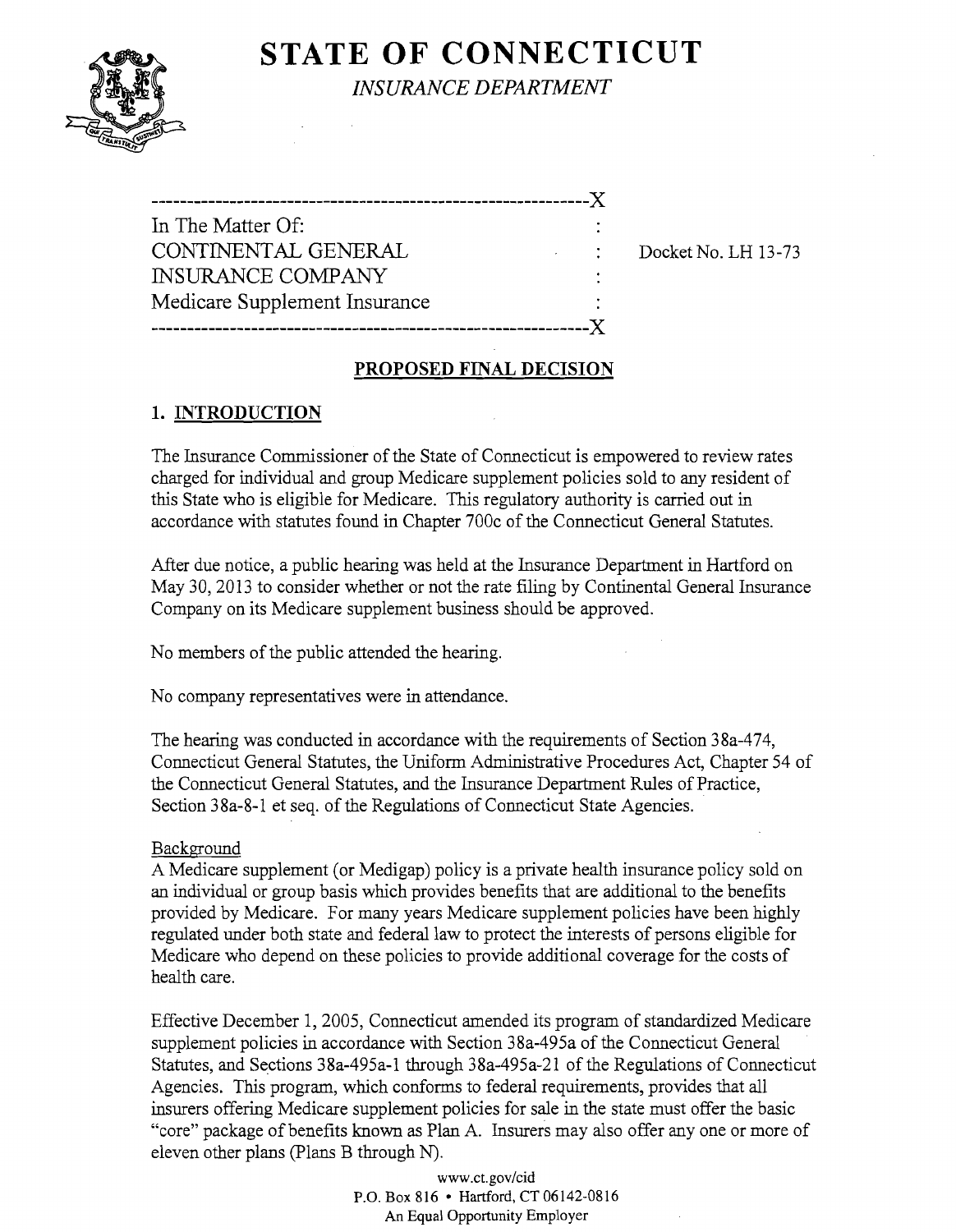# STATE OF CONNECTICUT

*INSURANCE DEPARTMENT*

```
---------------------------------------------------------X
In The Matter Of:                                        :
CONTINENTAL GENERAL                                      :    Docket No. LH 13-73
INSURANCE COMPANY                                        :
Medicare Supplement Insurance                            :
---------------------------------------------------------X
```

## PROPOSED FINAL DECISION

### 1. INTRODUCTION

The Insurance Commissioner of the State of Connecticut is empowered to review rates charged for individual and group Medicare supplement policies sold to any resident of this State who is eligible for Medicare. This regulatory authority is carried out in accordance with statutes found in Chapter 700c of the Connecticut General Statutes.

After due notice, a public hearing was held at the Insurance Department in Hartford on May 30, 2013 to consider whether or not the rate filing by Continental General Insurance Company on its Medicare supplement business should be approved.

No members of the public attended the hearing.

No company representatives were in attendance.

The hearing was conducted in accordance with the requirements of Section 38a-474, Connecticut General Statutes, the Uniform Administrative Procedures Act, Chapter 54 of the Connecticut General Statutes, and the Insurance Department Rules of Practice, Section 38a-8-1 et seq. of the Regulations of Connecticut State Agencies.

Background

A Medicare supplement (or Medigap) policy is a private health insurance policy sold on an individual or group basis which provides benefits that are additional to the benefits provided by Medicare. For many years Medicare supplement policies have been highly regulated under both state and federal law to protect the interests of persons eligible for Medicare who depend on these policies to provide additional coverage for the costs of health care.

Effective December 1, 2005, Connecticut amended its program of standardized Medicare supplement policies in accordance with Section 38a-495a of the Connecticut General Statutes, and Sections 38a-495a-1 through 38a-495a-21 of the Regulations of Connecticut Agencies. This program, which conforms to federal requirements, provides that all insurers offering Medicare supplement policies for sale in the state must offer the basic "core" package of benefits known as Plan A. Insurers may also offer any one or more of eleven other plans (Plans B through N).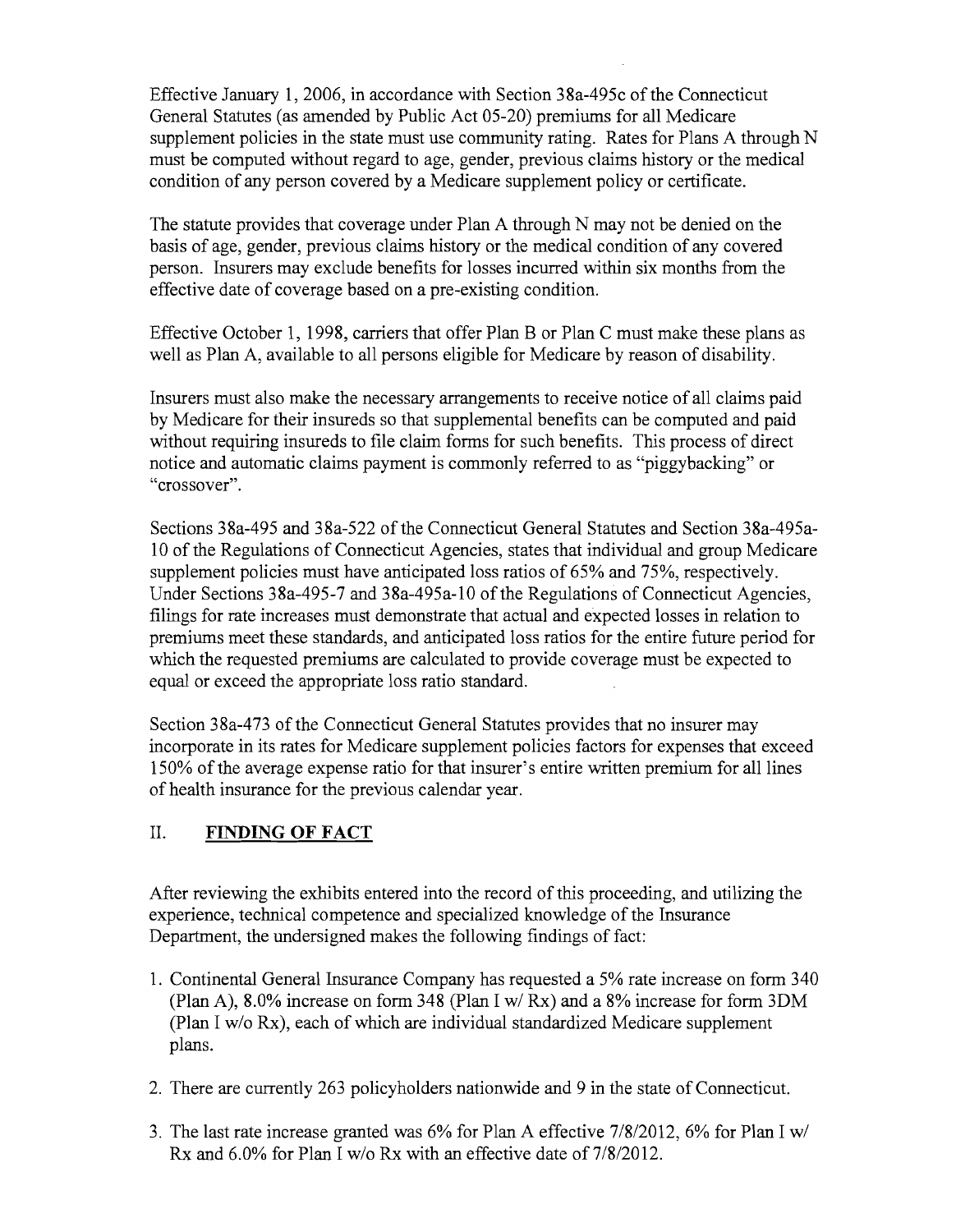Effective January 1, 2006, in accordance with Section 38a-495c of the Connecticut General Statutes (as amended by Public Act 05-20) premiums for all Medicare supplement policies in the state must use community rating. Rates for Plans A through N must be computed without regard to age, gender, previous claims history or the medical condition of any person covered by a Medicare supplement policy or certificate.

The statute provides that coverage under Plan A through N may not be denied on the basis of age, gender, previous claims history or the medical condition of any covered person. Insurers may exclude benefits for losses incurred within six months from the effective date of coverage based on a pre-existing condition.

Effective October 1, 1998, carriers that offer Plan B or Plan C must make these plans as well as Plan A, available to all persons eligible for Medicare by reason of disability.

Insurers must also make the necessary arrangements to receive notice of all claims paid by Medicare for their insureds so that supplemental benefits can be computed and paid without requiring insureds to file claim forms for such benefits. This process of direct notice and automatic claims payment is commonly referred to as "piggybacking" or "crossover".

Sections 38a-495 and 38a-522 of the Connecticut General Statutes and Section 38a-495a-10 of the Regulations of Connecticut Agencies, states that individual and group Medicare supplement policies must have anticipated loss ratios of 65% and 75%, respectively. Under Sections 38a-495-7 and 38a-495a-10 of the Regulations of Connecticut Agencies, filings for rate increases must demonstrate that actual and expected losses in relation to premiums meet these standards, and anticipated loss ratios for the entire future period for which the requested premiums are calculated to provide coverage must be expected to equal or exceed the appropriate loss ratio standard.

Section 38a-473 of the Connecticut General Statutes provides that no insurer may incorporate in its rates for Medicare supplement policies factors for expenses that exceed 150% of the average expense ratio for that insurer's entire written premium for all lines of health insurance for the previous calendar year.

## II. FINDING OF FACT

After reviewing the exhibits entered into the record of this proceeding, and utilizing the experience, technical competence and specialized knowledge of the Insurance Department, the undersigned makes the following findings of fact:

1. Continental General Insurance Company has requested a 5% rate increase on form 340 (Plan A), 8.0% increase on form 348 (Plan I w/ Rx) and a 8% increase for form 3DM (Plan I w/o Rx), each of which are individual standardized Medicare supplement plans.
2. There are currently 263 policyholders nationwide and 9 in the state of Connecticut.
3. The last rate increase granted was 6% for Plan A effective 7/8/2012, 6% for Plan I w/ Rx and 6.0% for Plan I w/o Rx with an effective date of 7/8/2012.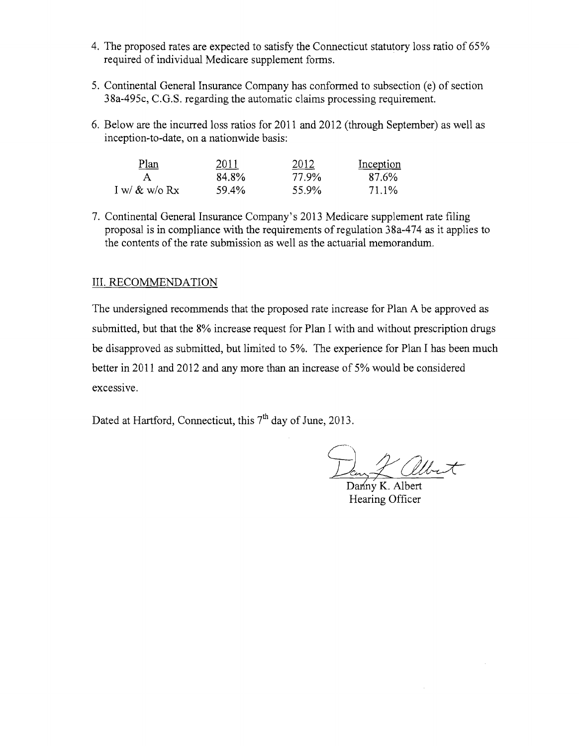4. The proposed rates are expected to satisfy the Connecticut statutory loss ratio of 65% required of individual Medicare supplement forms.

5. Continental General Insurance Company has conformed to subsection (e) of section 38a-495c, C.G.S. regarding the automatic claims processing requirement.

6. Below are the incurred loss ratios for 2011 and 2012 (through September) as well as inception-to-date, on a nationwide basis:

| Plan | 2011 | 2012 | Inception |
|---|---|---|---|
| A | 84.8% | 77.9% | 87.6% |
| I w/ & w/o Rx | 59.4% | 55.9% | 71.1% |

7. Continental General Insurance Company's 2013 Medicare supplement rate filing proposal is in compliance with the requirements of regulation 38a-474 as it applies to the contents of the rate submission as well as the actuarial memorandum.

## III. RECOMMENDATION

The undersigned recommends that the proposed rate increase for Plan A be approved as submitted, but that the 8% increase request for Plan I with and without prescription drugs be disapproved as submitted, but limited to 5%. The experience for Plan I has been much better in 2011 and 2012 and any more than an increase of 5% would be considered excessive.

Dated at Hartford, Connecticut, this 7th day of June, 2013.

Danny K. Albert
Hearing Officer